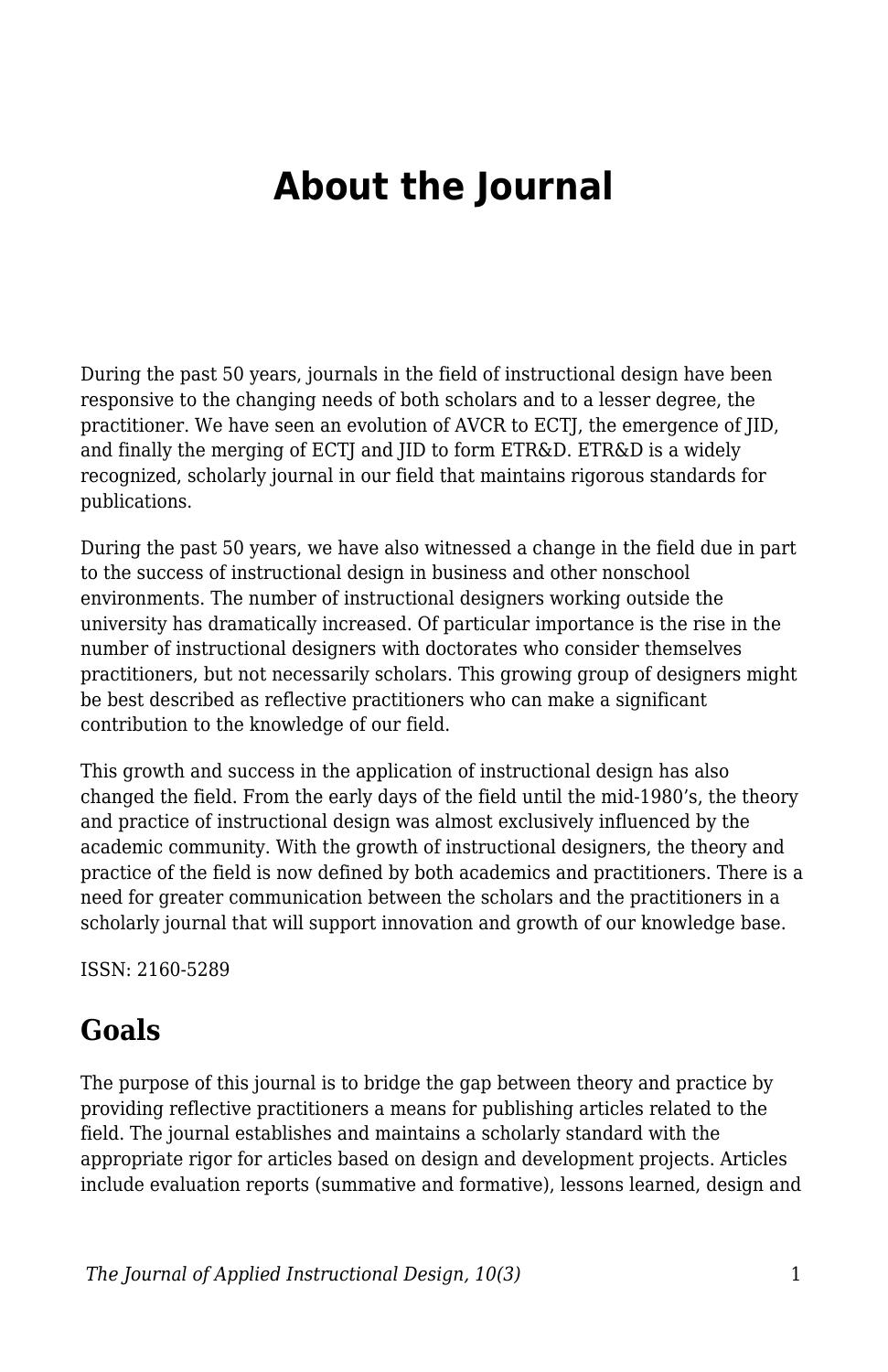# About the Journal

During the past 50 years, journals in the field of instructional design have been responsive to the changing needs of both scholars and to a lesser degree, the practitioner. We have seen an evolution of AVCR to ECTJ, the emergence of JID, and finally the merging of ECTJ and JID to form ETR&D. ETR&D is a widely recognized, scholarly journal in our field that maintains rigorous standards for publications.

During the past 50 years, we have also witnessed a change in the field due in part to the success of instructional design in business and other nonschool environments. The number of instructional designers working outside the university has dramatically increased. Of particular importance is the rise in the number of instructional designers with doctorates who consider themselves practitioners, but not necessarily scholars. This growing group of designers might be best described as reflective practitioners who can make a significant contribution to the knowledge of our field.

This growth and success in the application of instructional design has also changed the field. From the early days of the field until the mid-1980's, the theory and practice of instructional design was almost exclusively influenced by the academic community. With the growth of instructional designers, the theory and practice of the field is now defined by both academics and practitioners. There is a need for greater communication between the scholars and the practitioners in a scholarly journal that will support innovation and growth of our knowledge base.

ISSN: 2160-5289

## Goals

The purpose of this journal is to bridge the gap between theory and practice by providing reflective practitioners a means for publishing articles related to the field. The journal establishes and maintains a scholarly standard with the appropriate rigor for articles based on design and development projects. Articles include evaluation reports (summative and formative), lessons learned, design and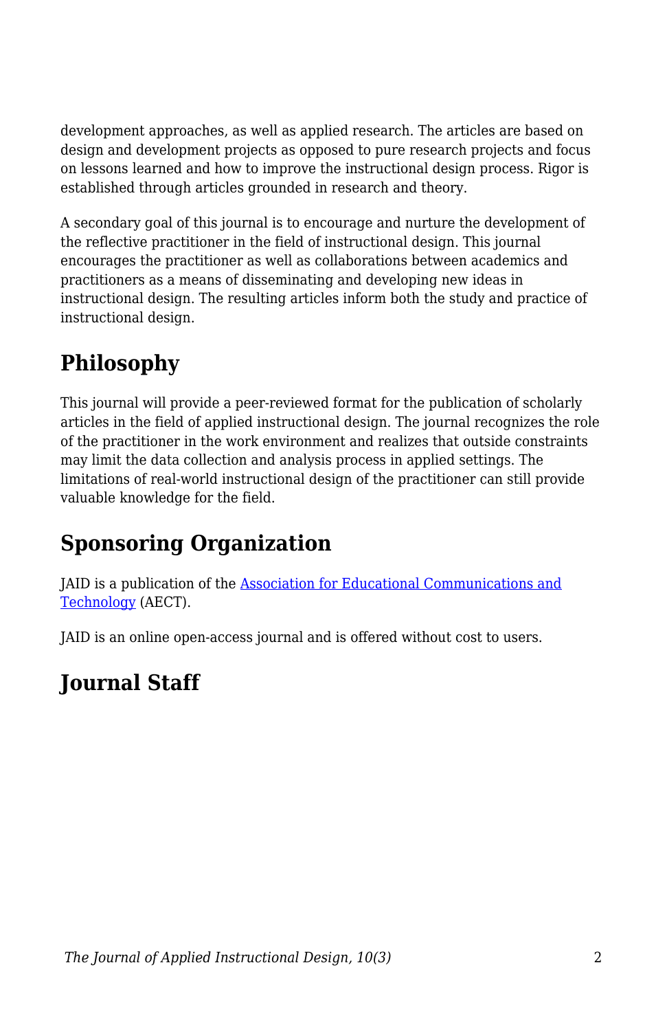development approaches, as well as applied research. The articles are based on design and development projects as opposed to pure research projects and focus on lessons learned and how to improve the instructional design process. Rigor is established through articles grounded in research and theory.

A secondary goal of this journal is to encourage and nurture the development of the reflective practitioner in the field of instructional design. This journal encourages the practitioner as well as collaborations between academics and practitioners as a means of disseminating and developing new ideas in instructional design. The resulting articles inform both the study and practice of instructional design.

## Philosophy

This journal will provide a peer-reviewed format for the publication of scholarly articles in the field of applied instructional design. The journal recognizes the role of the practitioner in the work environment and realizes that outside constraints may limit the data collection and analysis process in applied settings. The limitations of real-world instructional design of the practitioner can still provide valuable knowledge for the field.

## Sponsoring Organization

JAID is a publication of the [Association for Educational Communications and Technology](https://www.aect.org/) (AECT).

JAID is an online open-access journal and is offered without cost to users.

## Journal Staff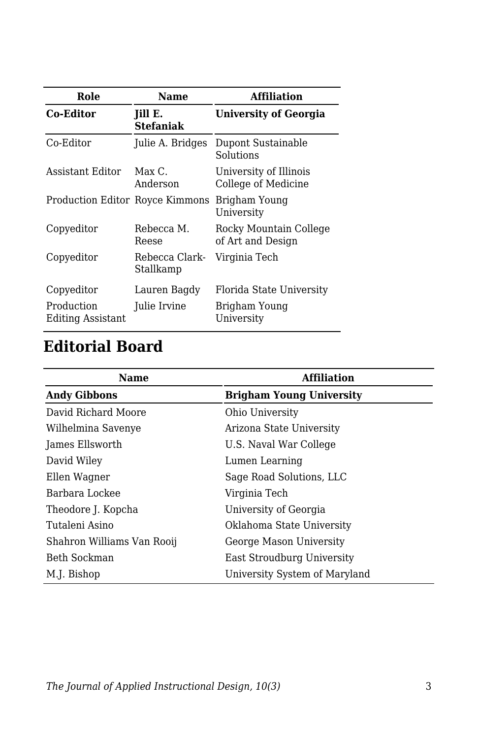| Role | Name | Affiliation |
|---|---|---|
| **Co-Editor** | **Jill E. Stefaniak** | **University of Georgia** |
| Co-Editor | Julie A. Bridges | Dupont Sustainable Solutions |
| Assistant Editor | Max C. Anderson | University of Illinois College of Medicine |
| Production Editor | Royce Kimmons | Brigham Young University |
| Copyeditor | Rebecca M. Reese | Rocky Mountain College of Art and Design |
| Copyeditor | Rebecca Clark-Stallkamp | Virginia Tech |
| Copyeditor | Lauren Bagdy | Florida State University |
| Production Editing Assistant | Julie Irvine | Brigham Young University |

## Editorial Board

| Name | Affiliation |
|---|---|
| **Andy Gibbons** | **Brigham Young University** |
| David Richard Moore | Ohio University |
| Wilhelmina Savenye | Arizona State University |
| James Ellsworth | U.S. Naval War College |
| David Wiley | Lumen Learning |
| Ellen Wagner | Sage Road Solutions, LLC |
| Barbara Lockee | Virginia Tech |
| Theodore J. Kopcha | University of Georgia |
| Tutaleni Asino | Oklahoma State University |
| Shahron Williams Van Rooij | George Mason University |
| Beth Sockman | East Stroudburg University |
| M.J. Bishop | University System of Maryland |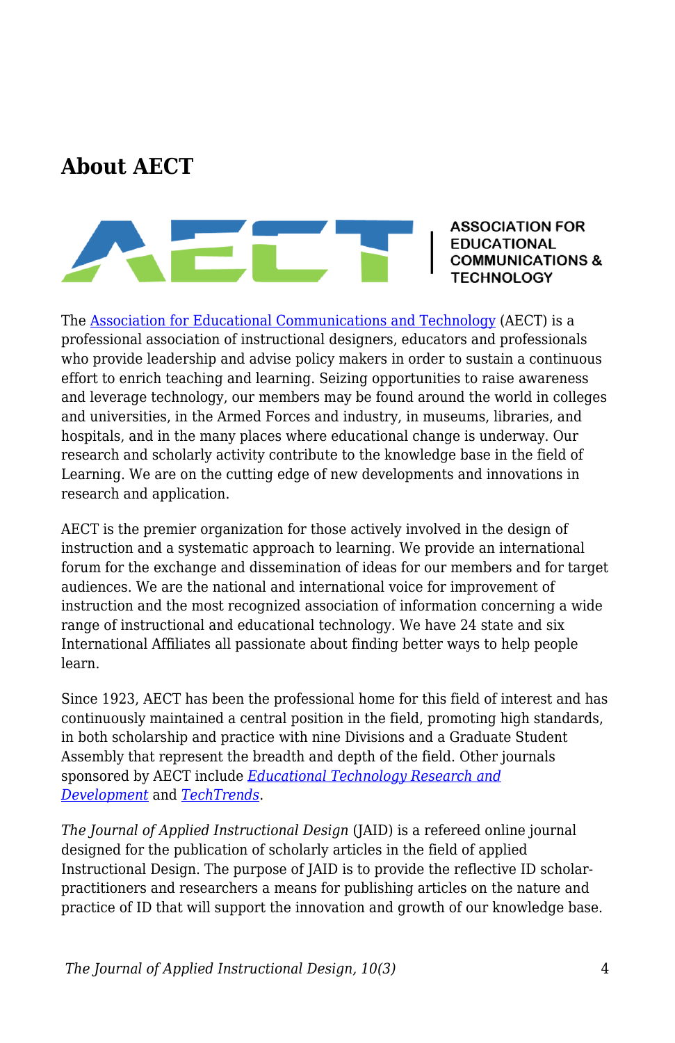## About AECT

ASSOCIATION FOR EDUCATIONAL COMMUNICATIONS & TECHNOLOGY

The [Association for Educational Communications and Technology](https://www.aect.org) (AECT) is a professional association of instructional designers, educators and professionals who provide leadership and advise policy makers in order to sustain a continuous effort to enrich teaching and learning. Seizing opportunities to raise awareness and leverage technology, our members may be found around the world in colleges and universities, in the Armed Forces and industry, in museums, libraries, and hospitals, and in the many places where educational change is underway. Our research and scholarly activity contribute to the knowledge base in the field of Learning. We are on the cutting edge of new developments and innovations in research and application.

AECT is the premier organization for those actively involved in the design of instruction and a systematic approach to learning. We provide an international forum for the exchange and dissemination of ideas for our members and for target audiences. We are the national and international voice for improvement of instruction and the most recognized association of information concerning a wide range of instructional and educational technology. We have 24 state and six International Affiliates all passionate about finding better ways to help people learn.

Since 1923, AECT has been the professional home for this field of interest and has continuously maintained a central position in the field, promoting high standards, in both scholarship and practice with nine Divisions and a Graduate Student Assembly that represent the breadth and depth of the field. Other journals sponsored by AECT include *Educational Technology Research and Development* and *TechTrends*.

*The Journal of Applied Instructional Design* (JAID) is a refereed online journal designed for the publication of scholarly articles in the field of applied Instructional Design. The purpose of JAID is to provide the reflective ID scholar-practitioners and researchers a means for publishing articles on the nature and practice of ID that will support the innovation and growth of our knowledge base.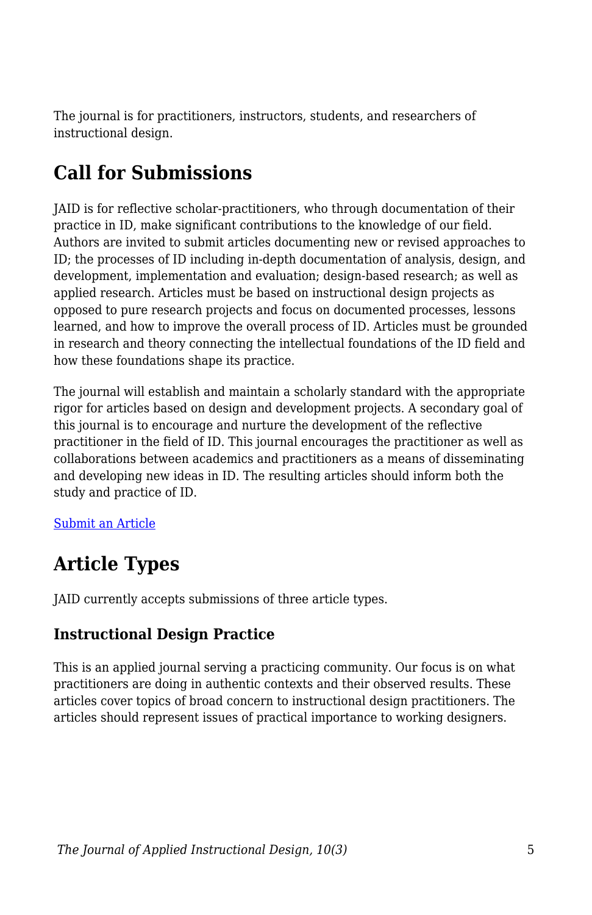The journal is for practitioners, instructors, students, and researchers of instructional design.

## Call for Submissions

JAID is for reflective scholar-practitioners, who through documentation of their practice in ID, make significant contributions to the knowledge of our field. Authors are invited to submit articles documenting new or revised approaches to ID; the processes of ID including in-depth documentation of analysis, design, and development, implementation and evaluation; design-based research; as well as applied research. Articles must be based on instructional design projects as opposed to pure research projects and focus on documented processes, lessons learned, and how to improve the overall process of ID. Articles must be grounded in research and theory connecting the intellectual foundations of the ID field and how these foundations shape its practice.

The journal will establish and maintain a scholarly standard with the appropriate rigor for articles based on design and development projects. A secondary goal of this journal is to encourage and nurture the development of the reflective practitioner in the field of ID. This journal encourages the practitioner as well as collaborations between academics and practitioners as a means of disseminating and developing new ideas in ID. The resulting articles should inform both the study and practice of ID.

[Submit an Article]

## Article Types

JAID currently accepts submissions of three article types.

### Instructional Design Practice

This is an applied journal serving a practicing community. Our focus is on what practitioners are doing in authentic contexts and their observed results. These articles cover topics of broad concern to instructional design practitioners. The articles should represent issues of practical importance to working designers.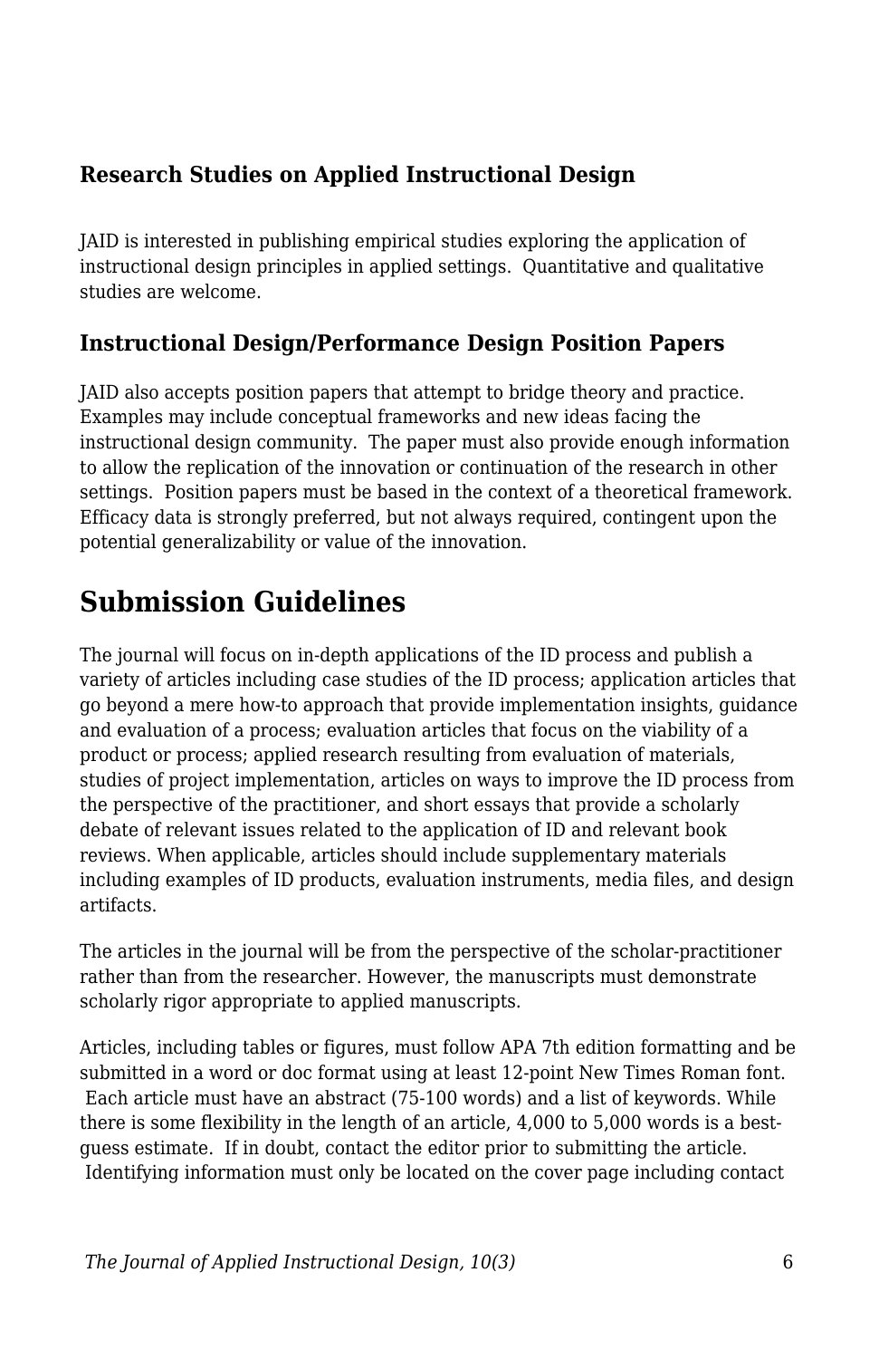### Research Studies on Applied Instructional Design

JAID is interested in publishing empirical studies exploring the application of instructional design principles in applied settings. Quantitative and qualitative studies are welcome.

### Instructional Design/Performance Design Position Papers

JAID also accepts position papers that attempt to bridge theory and practice. Examples may include conceptual frameworks and new ideas facing the instructional design community. The paper must also provide enough information to allow the replication of the innovation or continuation of the research in other settings. Position papers must be based in the context of a theoretical framework. Efficacy data is strongly preferred, but not always required, contingent upon the potential generalizability or value of the innovation.

## Submission Guidelines

The journal will focus on in-depth applications of the ID process and publish a variety of articles including case studies of the ID process; application articles that go beyond a mere how-to approach that provide implementation insights, guidance and evaluation of a process; evaluation articles that focus on the viability of a product or process; applied research resulting from evaluation of materials, studies of project implementation, articles on ways to improve the ID process from the perspective of the practitioner, and short essays that provide a scholarly debate of relevant issues related to the application of ID and relevant book reviews. When applicable, articles should include supplementary materials including examples of ID products, evaluation instruments, media files, and design artifacts.

The articles in the journal will be from the perspective of the scholar-practitioner rather than from the researcher. However, the manuscripts must demonstrate scholarly rigor appropriate to applied manuscripts.

Articles, including tables or figures, must follow APA 7th edition formatting and be submitted in a word or doc format using at least 12-point New Times Roman font. Each article must have an abstract (75-100 words) and a list of keywords. While there is some flexibility in the length of an article, 4,000 to 5,000 words is a best-guess estimate. If in doubt, contact the editor prior to submitting the article. Identifying information must only be located on the cover page including contact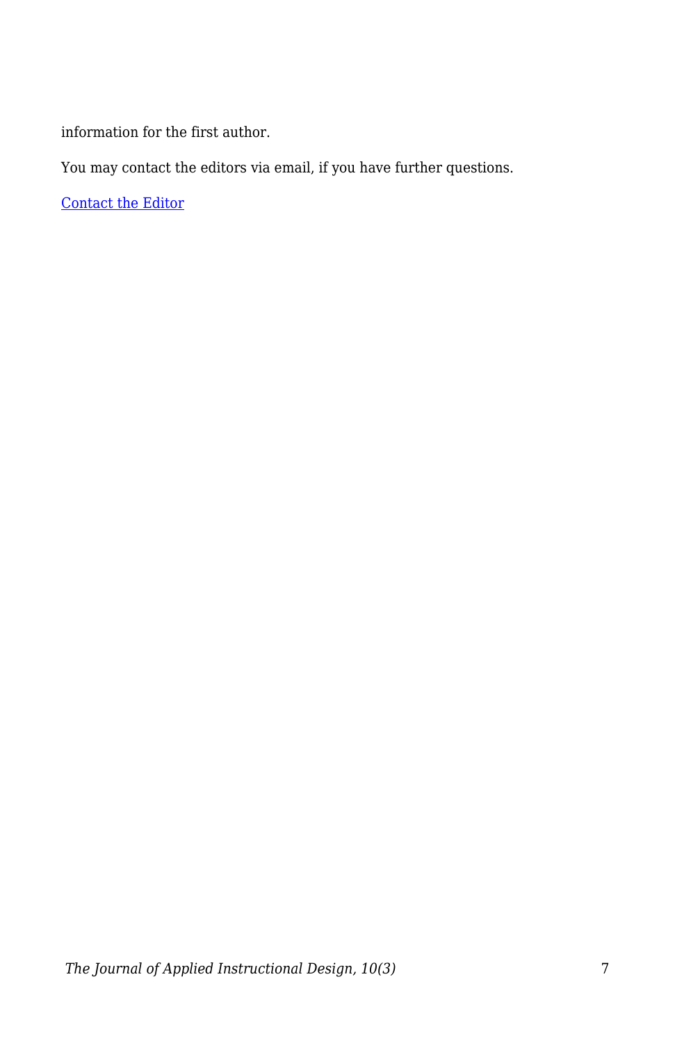information for the first author.

You may contact the editors via email, if you have further questions.

[Contact the Editor]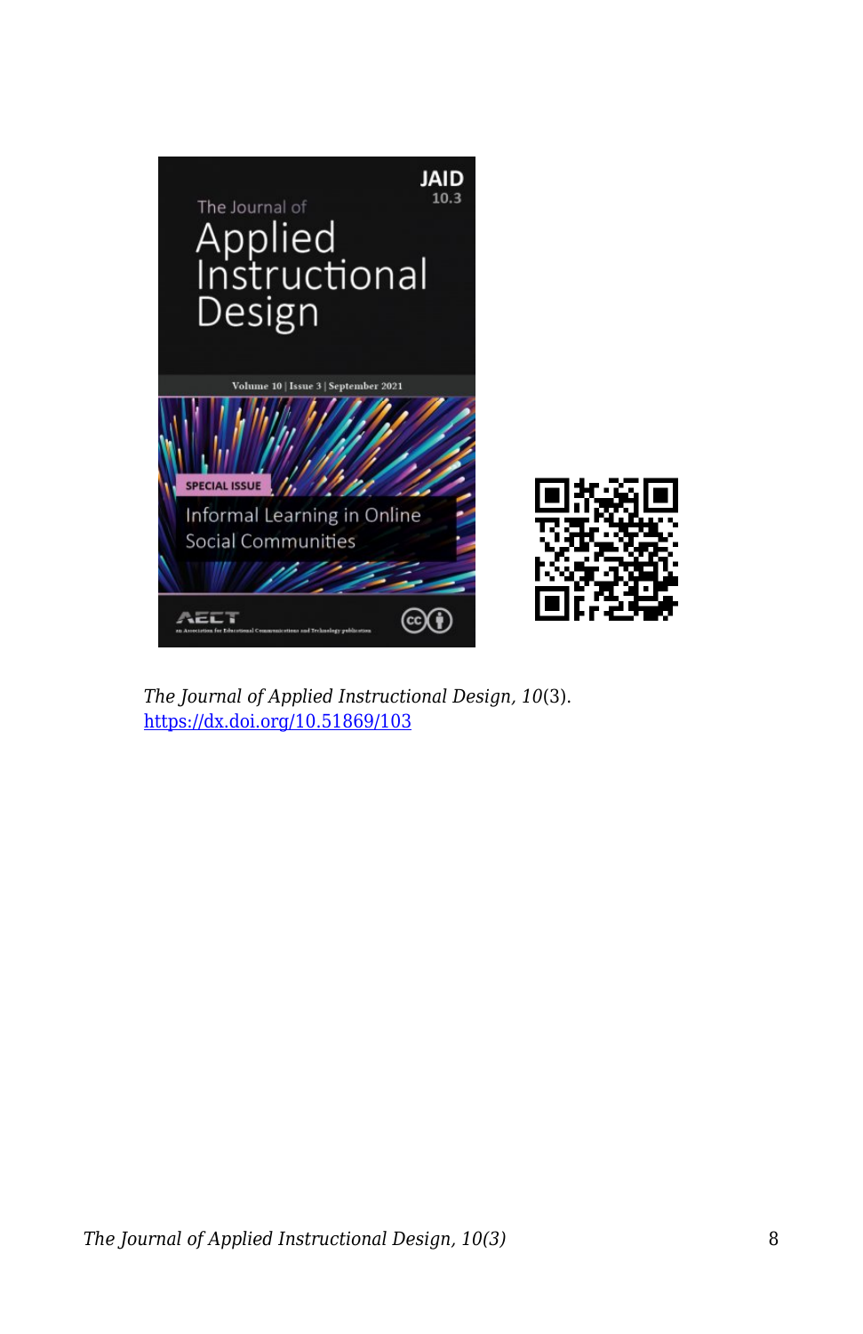*The Journal of Applied Instructional Design, 10*(3). https://dx.doi.org/10.51869/103